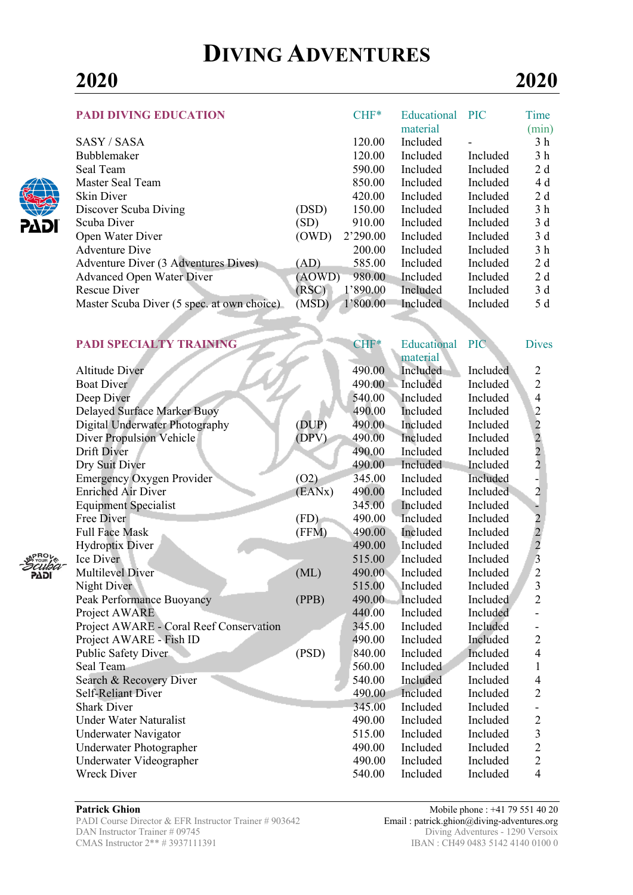# DIVING ADVENTURES

## 2020 2020

| PADI DIVING EDUCATION | | CHF* | Educational material | PIC | Time (min) |
|---|---|---|---|---|---|
| SASY / SASA | | 120.00 | Included | - | 3 h |
| Bubblemaker | | 120.00 | Included | Included | 3 h |
| Seal Team | | 590.00 | Included | Included | 2 d |
| Master Seal Team | | 850.00 | Included | Included | 4 d |
| Skin Diver | | 420.00 | Included | Included | 2 d |
| Discover Scuba Diving | (DSD) | 150.00 | Included | Included | 3 h |
| Scuba Diver | (SD) | 910.00 | Included | Included | 3 d |
| Open Water Diver | (OWD) | 2'290.00 | Included | Included | 3 d |
| Adventure Dive | | 200.00 | Included | Included | 3 h |
| Adventure Diver (3 Adventures Dives) | (AD) | 585.00 | Included | Included | 2 d |
| Advanced Open Water Diver | (AOWD) | 980.00 | Included | Included | 2 d |
| Rescue Diver | (RSC) | 1'890.00 | Included | Included | 3 d |
| Master Scuba Diver (5 spec. at own choice) | (MSD) | 1'800.00 | Included | Included | 5 d |

| PADI SPECIALTY TRAINING | | CHF* | Educational material | PIC | Dives |
|---|---|---|---|---|---|
| Altitude Diver | | 490.00 | Included | Included | 2 |
| Boat Diver | | 490.00 | Included | Included | 2 |
| Deep Diver | | 540.00 | Included | Included | 4 |
| Delayed Surface Marker Buoy | | 490.00 | Included | Included | 2 |
| Digital Underwater Photography | (DUP) | 490.00 | Included | Included | 2 |
| Diver Propulsion Vehicle | (DPV) | 490.00 | Included | Included | 2 |
| Drift Diver | | 490.00 | Included | Included | 2 |
| Dry Suit Diver | | 490.00 | Included | Included | 2 |
| Emergency Oxygen Provider | (O2) | 345.00 | Included | Included | - |
| Enriched Air Diver | (EANx) | 490.00 | Included | Included | 2 |
| Equipment Specialist | | 345.00 | Included | Included | - |
| Free Diver | (FD) | 490.00 | Included | Included | 2 |
| Full Face Mask | (FFM) | 490.00 | Included | Included | 2 |
| Hydroptix Diver | | 490.00 | Included | Included | 2 |
| Ice Diver | | 515.00 | Included | Included | 3 |
| Multilevel Diver | (ML) | 490.00 | Included | Included | 2 |
| Night Diver | | 515.00 | Included | Included | 3 |
| Peak Performance Buoyancy | (PPB) | 490.00 | Included | Included | 2 |
| Project AWARE | | 440.00 | Included | Included | - |
| Project AWARE - Coral Reef Conservation | | 345.00 | Included | Included | - |
| Project AWARE - Fish ID | | 490.00 | Included | Included | 2 |
| Public Safety Diver | (PSD) | 840.00 | Included | Included | 4 |
| Seal Team | | 560.00 | Included | Included | 1 |
| Search & Recovery Diver | | 540.00 | Included | Included | 4 |
| Self-Reliant Diver | | 490.00 | Included | Included | 2 |
| Shark Diver | | 345.00 | Included | Included | - |
| Under Water Naturalist | | 490.00 | Included | Included | 2 |
| Underwater Navigator | | 515.00 | Included | Included | 3 |
| Underwater Photographer | | 490.00 | Included | Included | 2 |
| Underwater Videographer | | 490.00 | Included | Included | 2 |
| Wreck Diver | | 540.00 | Included | Included | 4 |

**Patrick Ghion**
PADI Course Director & EFR Instructor Trainer # 903642
DAN Instructor Trainer # 09745
CMAS Instructor 2** # 3937111391

Mobile phone : +41 79 551 40 20
Email : patrick.ghion@diving-adventures.org
Diving Adventures - 1290 Versoix
IBAN : CH49 0483 5142 4140 0100 0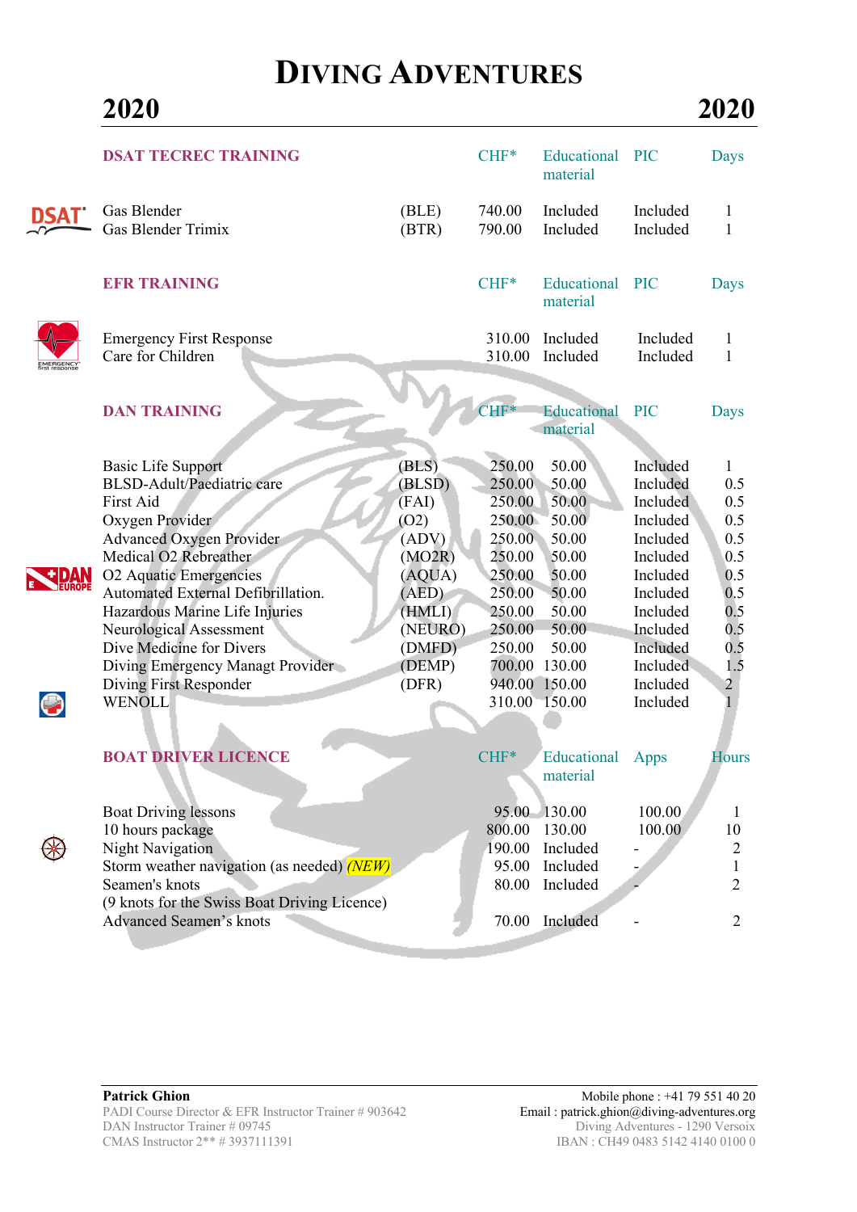# DIVING ADVENTURES

## 2020

| DSAT TECREC TRAINING | | CHF* | Educational material | PIC | Days |
|---|---|---|---|---|---|
| Gas Blender | (BLE) | 740.00 | Included | Included | 1 |
| Gas Blender Trimix | (BTR) | 790.00 | Included | Included | 1 |

| EFR TRAINING | CHF* | Educational material | PIC | Days |
|---|---|---|---|---|
| Emergency First Response | 310.00 | Included | Included | 1 |
| Care for Children | 310.00 | Included | Included | 1 |

| DAN TRAINING | | CHF* | Educational material | PIC | Days |
|---|---|---|---|---|---|
| Basic Life Support | (BLS) | 250.00 | 50.00 | Included | 1 |
| BLSD-Adult/Paediatric care | (BLSD) | 250.00 | 50.00 | Included | 0.5 |
| First Aid | (FAI) | 250.00 | 50.00 | Included | 0.5 |
| Oxygen Provider | (O2) | 250.00 | 50.00 | Included | 0.5 |
| Advanced Oxygen Provider | (ADV) | 250.00 | 50.00 | Included | 0.5 |
| Medical O2 Rebreather | (MO2R) | 250.00 | 50.00 | Included | 0.5 |
| O2 Aquatic Emergencies | (AQUA) | 250.00 | 50.00 | Included | 0.5 |
| Automated External Defibrillation. | (AED) | 250.00 | 50.00 | Included | 0.5 |
| Hazardous Marine Life Injuries | (HMLI) | 250.00 | 50.00 | Included | 0.5 |
| Neurological Assessment | (NEURO) | 250.00 | 50.00 | Included | 0.5 |
| Dive Medicine for Divers | (DMFD) | 250.00 | 50.00 | Included | 0.5 |
| Diving Emergency Managt Provider | (DEMP) | 700.00 | 130.00 | Included | 1.5 |
| Diving First Responder | (DFR) | 940.00 | 150.00 | Included | 2 |
| WENOLL | | 310.00 | 150.00 | Included | 1 |

| BOAT DRIVER LICENCE | CHF* | Educational material | Apps | Hours |
|---|---|---|---|---|
| Boat Driving lessons | 95.00 | 130.00 | 100.00 | 1 |
| 10 hours package | 800.00 | 130.00 | 100.00 | 10 |
| Night Navigation | 190.00 | Included | - | 2 |
| Storm weather navigation (as needed) *(NEW)* | 95.00 | Included | - | 1 |
| Seamen's knots (9 knots for the Swiss Boat Driving Licence) | 80.00 | Included | - | 2 |
| Advanced Seamen's knots | 70.00 | Included | - | 2 |

**Patrick Ghion**
PADI Course Director & EFR Instructor Trainer # 903642
DAN Instructor Trainer # 09745
CMAS Instructor 2** # 3937111391

Mobile phone : +41 79 551 40 20
Email : patrick.ghion@diving-adventures.org
Diving Adventures - 1290 Versoix
IBAN : CH49 0483 5142 4140 0100 0